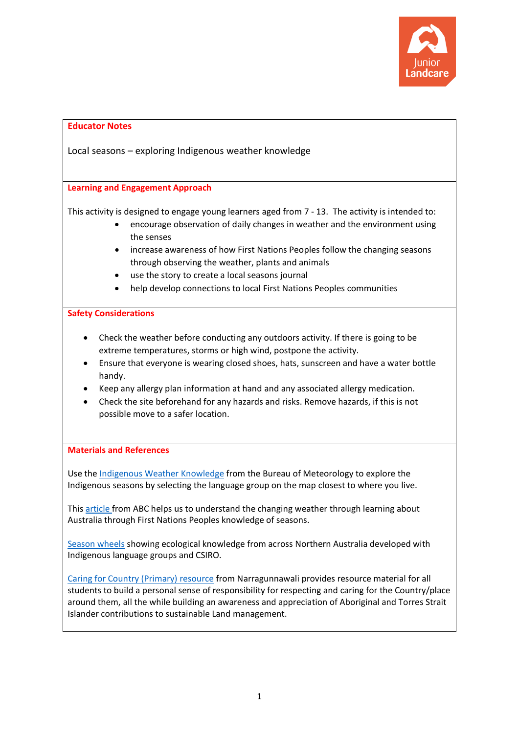## Educator Notes

Local seasons – exploring Indigenous weather knowledge

## Learning and Engagement Approach

This activity is designed to engage young learners aged from 7 - 13. The activity is intended to:

- encourage observation of daily changes in weather and the environment using the senses
- increase awareness of how First Nations Peoples follow the changing seasons through observing the weather, plants and animals
- use the story to create a local seasons journal
- help develop connections to local First Nations Peoples communities

## Safety Considerations

- Check the weather before conducting any outdoors activity. If there is going to be extreme temperatures, storms or high wind, postpone the activity.
- Ensure that everyone is wearing closed shoes, hats, sunscreen and have a water bottle handy.
- Keep any allergy plan information at hand and any associated allergy medication.
- Check the site beforehand for any hazards and risks. Remove hazards, if this is not possible move to a safer location.

## Materials and References

Use the Indigenous Weather Knowledge from the Bureau of Meteorology to explore the Indigenous seasons by selecting the language group on the map closest to where you live.

This article from ABC helps us to understand the changing weather through learning about Australia through First Nations Peoples knowledge of seasons.

Season wheels showing ecological knowledge from across Northern Australia developed with Indigenous language groups and CSIRO.

Caring for Country (Primary) resource from Narragunnawali provides resource material for all students to build a personal sense of responsibility for respecting and caring for the Country/place around them, all the while building an awareness and appreciation of Aboriginal and Torres Strait Islander contributions to sustainable Land management.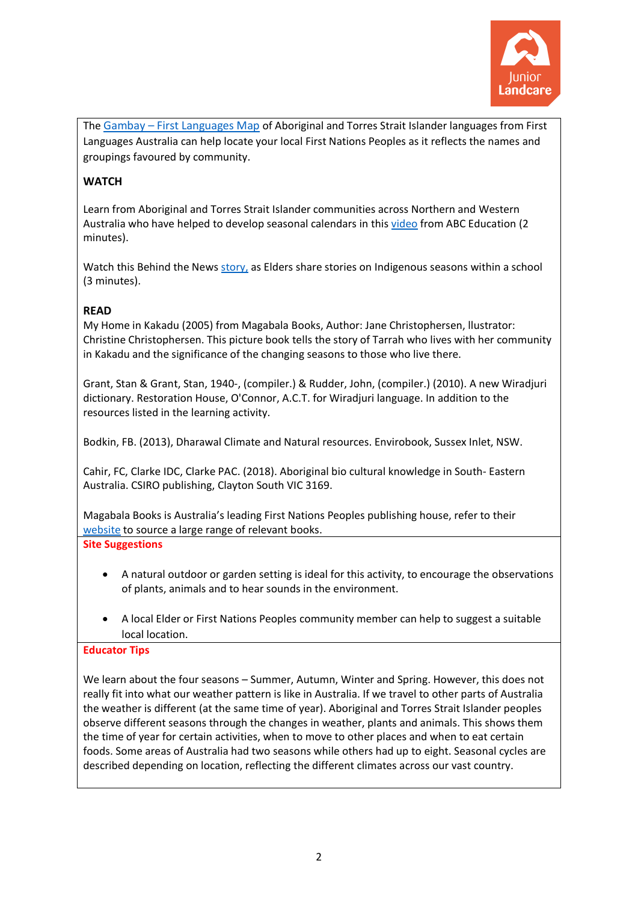The Gambay – First Languages Map of Aboriginal and Torres Strait Islander languages from First Languages Australia can help locate your local First Nations Peoples as it reflects the names and groupings favoured by community.

**WATCH**

Learn from Aboriginal and Torres Strait Islander communities across Northern and Western Australia who have helped to develop seasonal calendars in this video from ABC Education (2 minutes).

Watch this Behind the News story, as Elders share stories on Indigenous seasons within a school (3 minutes).

**READ**

My Home in Kakadu (2005) from Magabala Books, Author: Jane Christophersen, Ilustrator: Christine Christophersen. This picture book tells the story of Tarrah who lives with her community in Kakadu and the significance of the changing seasons to those who live there.

Grant, Stan & Grant, Stan, 1940-, (compiler.) & Rudder, John, (compiler.) (2010). A new Wiradjuri dictionary. Restoration House, O'Connor, A.C.T. for Wiradjuri language. In addition to the resources listed in the learning activity.

Bodkin, FB. (2013), Dharawal Climate and Natural resources. Envirobook, Sussex Inlet, NSW.

Cahir, FC, Clarke IDC, Clarke PAC. (2018). Aboriginal bio cultural knowledge in South- Eastern Australia. CSIRO publishing, Clayton South VIC 3169.

Magabala Books is Australia's leading First Nations Peoples publishing house, refer to their website to source a large range of relevant books.

**Site Suggestions**

- A natural outdoor or garden setting is ideal for this activity, to encourage the observations of plants, animals and to hear sounds in the environment.
- A local Elder or First Nations Peoples community member can help to suggest a suitable local location.

**Educator Tips**

We learn about the four seasons – Summer, Autumn, Winter and Spring. However, this does not really fit into what our weather pattern is like in Australia. If we travel to other parts of Australia the weather is different (at the same time of year). Aboriginal and Torres Strait Islander peoples observe different seasons through the changes in weather, plants and animals. This shows them the time of year for certain activities, when to move to other places and when to eat certain foods. Some areas of Australia had two seasons while others had up to eight. Seasonal cycles are described depending on location, reflecting the different climates across our vast country.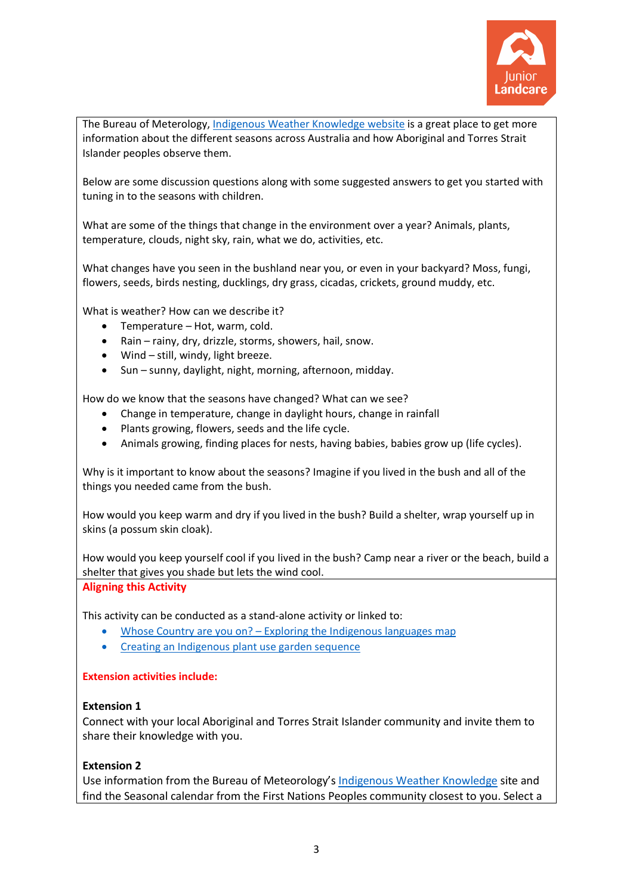The Bureau of Meterology, [Indigenous Weather Knowledge website] is a great place to get more information about the different seasons across Australia and how Aboriginal and Torres Strait Islander peoples observe them.

Below are some discussion questions along with some suggested answers to get you started with tuning in to the seasons with children.

What are some of the things that change in the environment over a year? Animals, plants, temperature, clouds, night sky, rain, what we do, activities, etc.

What changes have you seen in the bushland near you, or even in your backyard? Moss, fungi, flowers, seeds, birds nesting, ducklings, dry grass, cicadas, crickets, ground muddy, etc.

What is weather? How can we describe it?

- Temperature – Hot, warm, cold.
- Rain – rainy, dry, drizzle, storms, showers, hail, snow.
- Wind – still, windy, light breeze.
- Sun – sunny, daylight, night, morning, afternoon, midday.

How do we know that the seasons have changed? What can we see?

- Change in temperature, change in daylight hours, change in rainfall
- Plants growing, flowers, seeds and the life cycle.
- Animals growing, finding places for nests, having babies, babies grow up (life cycles).

Why is it important to know about the seasons? Imagine if you lived in the bush and all of the things you needed came from the bush.

How would you keep warm and dry if you lived in the bush? Build a shelter, wrap yourself up in skins (a possum skin cloak).

How would you keep yourself cool if you lived in the bush? Camp near a river or the beach, build a shelter that gives you shade but lets the wind cool.

**Aligning this Activity**

This activity can be conducted as a stand-alone activity or linked to:

- Whose Country are you on? – Exploring the Indigenous languages map
- Creating an Indigenous plant use garden sequence

**Extension activities include:**

**Extension 1**

Connect with your local Aboriginal and Torres Strait Islander community and invite them to share their knowledge with you.

**Extension 2**

Use information from the Bureau of Meteorology's Indigenous Weather Knowledge site and find the Seasonal calendar from the First Nations Peoples community closest to you. Select a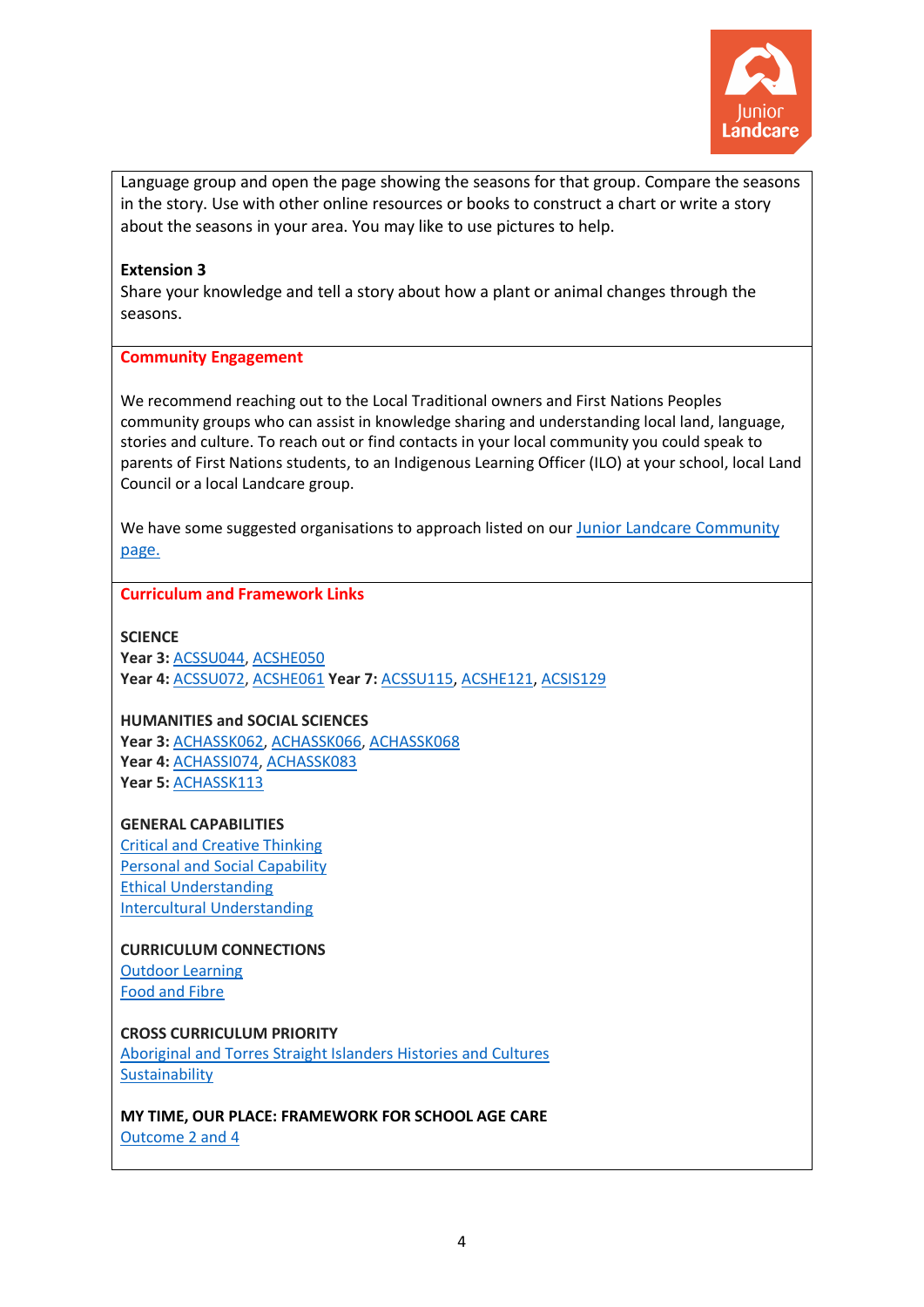Language group and open the page showing the seasons for that group. Compare the seasons in the story. Use with other online resources or books to construct a chart or write a story about the seasons in your area. You may like to use pictures to help.

**Extension 3**
Share your knowledge and tell a story about how a plant or animal changes through the seasons.

**Community Engagement**

We recommend reaching out to the Local Traditional owners and First Nations Peoples community groups who can assist in knowledge sharing and understanding local land, language, stories and culture. To reach out or find contacts in your local community you could speak to parents of First Nations students, to an Indigenous Learning Officer (ILO) at your school, local Land Council or a local Landcare group.

We have some suggested organisations to approach listed on our Junior Landcare Community page.

**Curriculum and Framework Links**

**SCIENCE**
**Year 3:** ACSSU044, ACSHE050
**Year 4:** ACSSU072, ACSHE061 **Year 7:** ACSSU115, ACSHE121, ACSIS129

**HUMANITIES and SOCIAL SCIENCES**
**Year 3:** ACHASSK062, ACHASSK066, ACHASSK068
**Year 4:** ACHASSI074, ACHASSK083
**Year 5:** ACHASSK113

**GENERAL CAPABILITIES**
Critical and Creative Thinking
Personal and Social Capability
Ethical Understanding
Intercultural Understanding

**CURRICULUM CONNECTIONS**
Outdoor Learning
Food and Fibre

**CROSS CURRICULUM PRIORITY**
Aboriginal and Torres Straight Islanders Histories and Cultures
Sustainability

**MY TIME, OUR PLACE: FRAMEWORK FOR SCHOOL AGE CARE**
Outcome 2 and 4